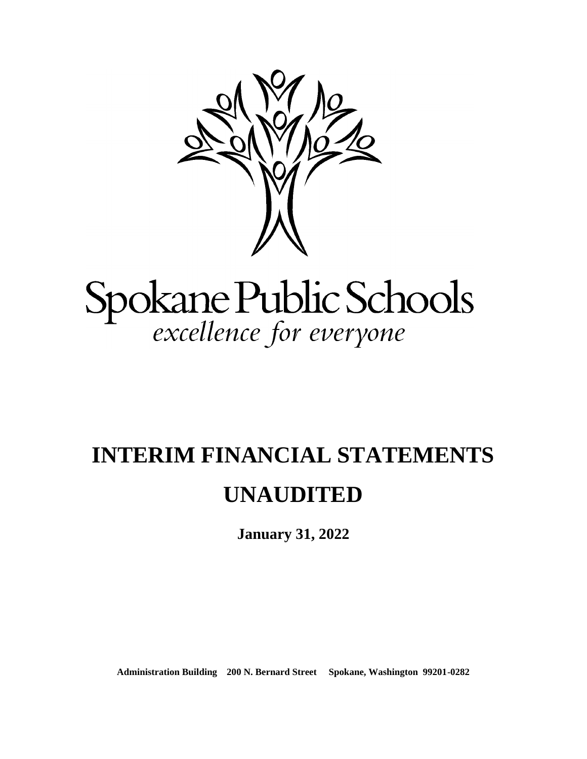Spokane Public Schools

*excellence for everyone*

# INTERIM FINANCIAL STATEMENTS

# UNAUDITED

**January 31, 2022**

**Administration Building 200 N. Bernard Street Spokane, Washington 99201-0282**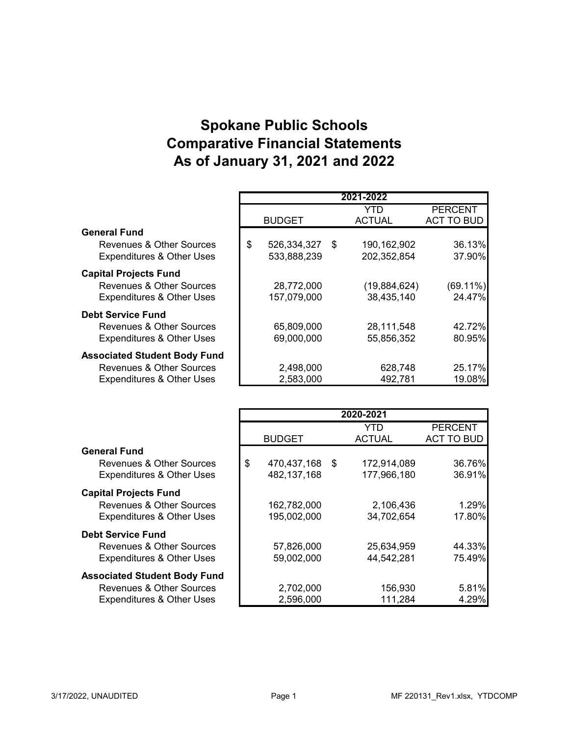# Spokane Public Schools
# Comparative Financial Statements
# As of January 31, 2021 and 2022

| | 2021-2022 | | |
|---|---|---|---|
| | BUDGET | YTD ACTUAL | PERCENT ACT TO BUD |
| **General Fund** | | | |
| Revenues & Other Sources | $ 526,334,327 | $ 190,162,902 | 36.13% |
| Expenditures & Other Uses | 533,888,239 | 202,352,854 | 37.90% |
| **Capital Projects Fund** | | | |
| Revenues & Other Sources | 28,772,000 | (19,884,624) | (69.11%) |
| Expenditures & Other Uses | 157,079,000 | 38,435,140 | 24.47% |
| **Debt Service Fund** | | | |
| Revenues & Other Sources | 65,809,000 | 28,111,548 | 42.72% |
| Expenditures & Other Uses | 69,000,000 | 55,856,352 | 80.95% |
| **Associated Student Body Fund** | | | |
| Revenues & Other Sources | 2,498,000 | 628,748 | 25.17% |
| Expenditures & Other Uses | 2,583,000 | 492,781 | 19.08% |

| | 2020-2021 | | |
|---|---|---|---|
| | BUDGET | YTD ACTUAL | PERCENT ACT TO BUD |
| **General Fund** | | | |
| Revenues & Other Sources | $ 470,437,168 | $ 172,914,089 | 36.76% |
| Expenditures & Other Uses | 482,137,168 | 177,966,180 | 36.91% |
| **Capital Projects Fund** | | | |
| Revenues & Other Sources | 162,782,000 | 2,106,436 | 1.29% |
| Expenditures & Other Uses | 195,002,000 | 34,702,654 | 17.80% |
| **Debt Service Fund** | | | |
| Revenues & Other Sources | 57,826,000 | 25,634,959 | 44.33% |
| Expenditures & Other Uses | 59,002,000 | 44,542,281 | 75.49% |
| **Associated Student Body Fund** | | | |
| Revenues & Other Sources | 2,702,000 | 156,930 | 5.81% |
| Expenditures & Other Uses | 2,596,000 | 111,284 | 4.29% |

3/17/2022, UNAUDITED — MF 220131_Rev1.xlsx, YTDCOMP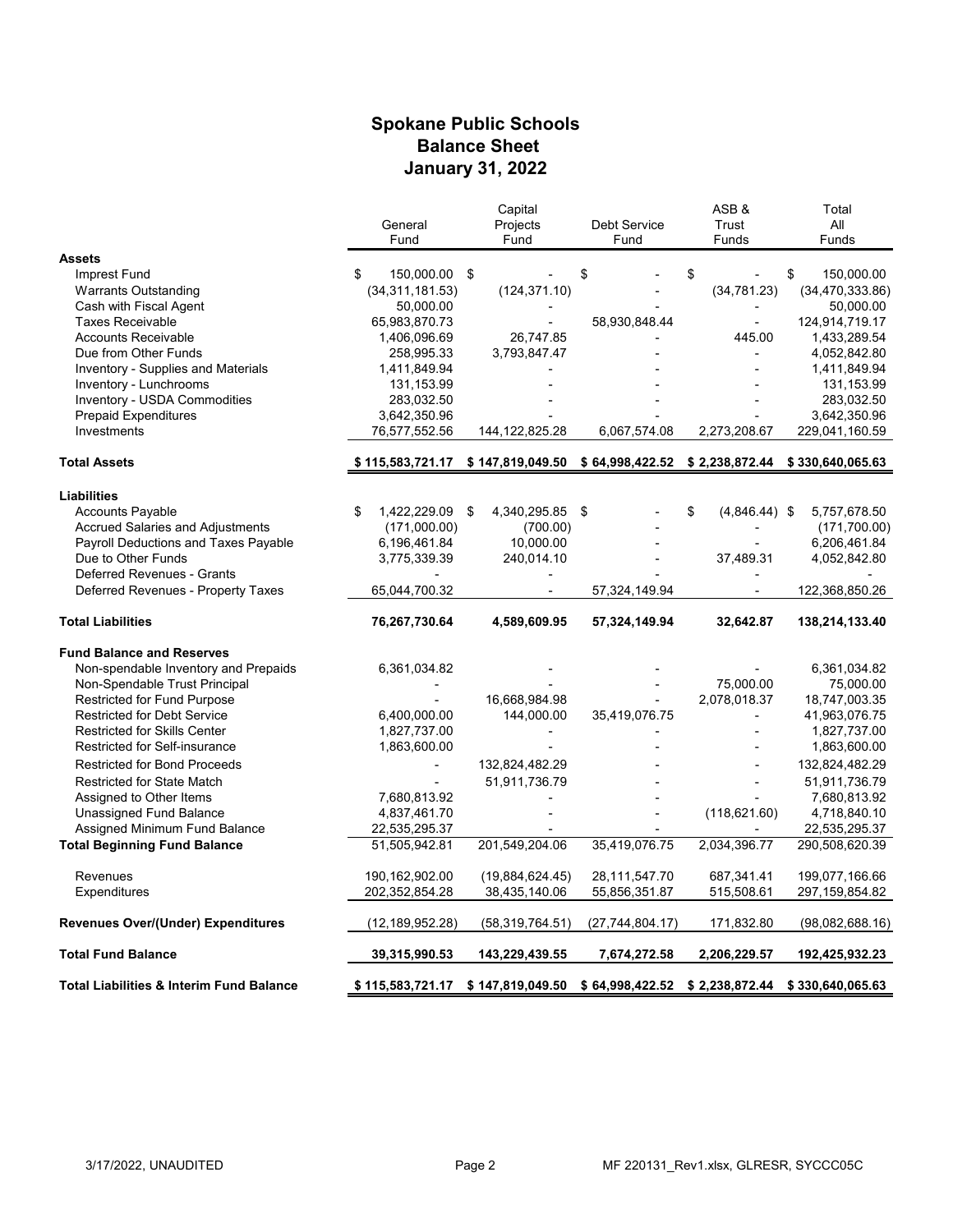# Spokane Public Schools
## Balance Sheet
## January 31, 2022

| | General Fund | Capital Projects Fund | Debt Service Fund | ASB & Trust Funds | Total All Funds |
|---|---|---|---|---|---|
| **Assets** | | | | | |
| Imprest Fund | $ 150,000.00 | $ - | $ - | $ - | $ 150,000.00 |
| Warrants Outstanding | (34,311,181.53) | (124,371.10) | - | (34,781.23) | (34,470,333.86) |
| Cash with Fiscal Agent | 50,000.00 | - | - | - | 50,000.00 |
| Taxes Receivable | 65,983,870.73 | - | 58,930,848.44 | - | 124,914,719.17 |
| Accounts Receivable | 1,406,096.69 | 26,747.85 | - | 445.00 | 1,433,289.54 |
| Due from Other Funds | 258,995.33 | 3,793,847.47 | - | - | 4,052,842.80 |
| Inventory - Supplies and Materials | 1,411,849.94 | - | - | - | 1,411,849.94 |
| Inventory - Lunchrooms | 131,153.99 | - | - | - | 131,153.99 |
| Inventory - USDA Commodities | 283,032.50 | - | - | - | 283,032.50 |
| Prepaid Expenditures | 3,642,350.96 | - | - | - | 3,642,350.96 |
| Investments | 76,577,552.56 | 144,122,825.28 | 6,067,574.08 | 2,273,208.67 | 229,041,160.59 |
| **Total Assets** | **$ 115,583,721.17** | **$ 147,819,049.50** | **$ 64,998,422.52** | **$ 2,238,872.44** | **$ 330,640,065.63** |
| **Liabilities** | | | | | |
| Accounts Payable | $ 1,422,229.09 | $ 4,340,295.85 | $ - | $ (4,846.44) | $ 5,757,678.50 |
| Accrued Salaries and Adjustments | (171,000.00) | (700.00) | - | - | (171,700.00) |
| Payroll Deductions and Taxes Payable | 6,196,461.84 | 10,000.00 | - | - | 6,206,461.84 |
| Due to Other Funds | 3,775,339.39 | 240,014.10 | - | 37,489.31 | 4,052,842.80 |
| Deferred Revenues - Grants | - | - | - | - | - |
| Deferred Revenues - Property Taxes | 65,044,700.32 | - | 57,324,149.94 | - | 122,368,850.26 |
| **Total Liabilities** | **76,267,730.64** | **4,589,609.95** | **57,324,149.94** | **32,642.87** | **138,214,133.40** |
| **Fund Balance and Reserves** | | | | | |
| Non-spendable Inventory and Prepaids | 6,361,034.82 | - | - | - | 6,361,034.82 |
| Non-Spendable Trust Principal | - | - | - | 75,000.00 | 75,000.00 |
| Restricted for Fund Purpose | - | 16,668,984.98 | - | 2,078,018.37 | 18,747,003.35 |
| Restricted for Debt Service | 6,400,000.00 | 144,000.00 | 35,419,076.75 | - | 41,963,076.75 |
| Restricted for Skills Center | 1,827,737.00 | - | - | - | 1,827,737.00 |
| Restricted for Self-insurance | 1,863,600.00 | - | - | - | 1,863,600.00 |
| Restricted for Bond Proceeds | - | 132,824,482.29 | - | - | 132,824,482.29 |
| Restricted for State Match | - | 51,911,736.79 | - | - | 51,911,736.79 |
| Assigned to Other Items | 7,680,813.92 | - | - | - | 7,680,813.92 |
| Unassigned Fund Balance | 4,837,461.70 | - | - | (118,621.60) | 4,718,840.10 |
| Assigned Minimum Fund Balance | 22,535,295.37 | - | - | - | 22,535,295.37 |
| **Total Beginning Fund Balance** | **51,505,942.81** | **201,549,204.06** | **35,419,076.75** | **2,034,396.77** | **290,508,620.39** |
| Revenues | 190,162,902.00 | (19,884,624.45) | 28,111,547.70 | 687,341.41 | 199,077,166.66 |
| Expenditures | 202,352,854.28 | 38,435,140.06 | 55,856,351.87 | 515,508.61 | 297,159,854.82 |
| **Revenues Over/(Under) Expenditures** | **(12,189,952.28)** | **(58,319,764.51)** | **(27,744,804.17)** | **171,832.80** | **(98,082,688.16)** |
| **Total Fund Balance** | **39,315,990.53** | **143,229,439.55** | **7,674,272.58** | **2,206,229.57** | **192,425,932.23** |
| **Total Liabilities & Interim Fund Balance** | **$ 115,583,721.17** | **$ 147,819,049.50** | **$ 64,998,422.52** | **$ 2,238,872.44** | **$ 330,640,065.63** |

3/17/2022, UNAUDITED    MF 220131_Rev1.xlsx, GLRESR, SYCCC05C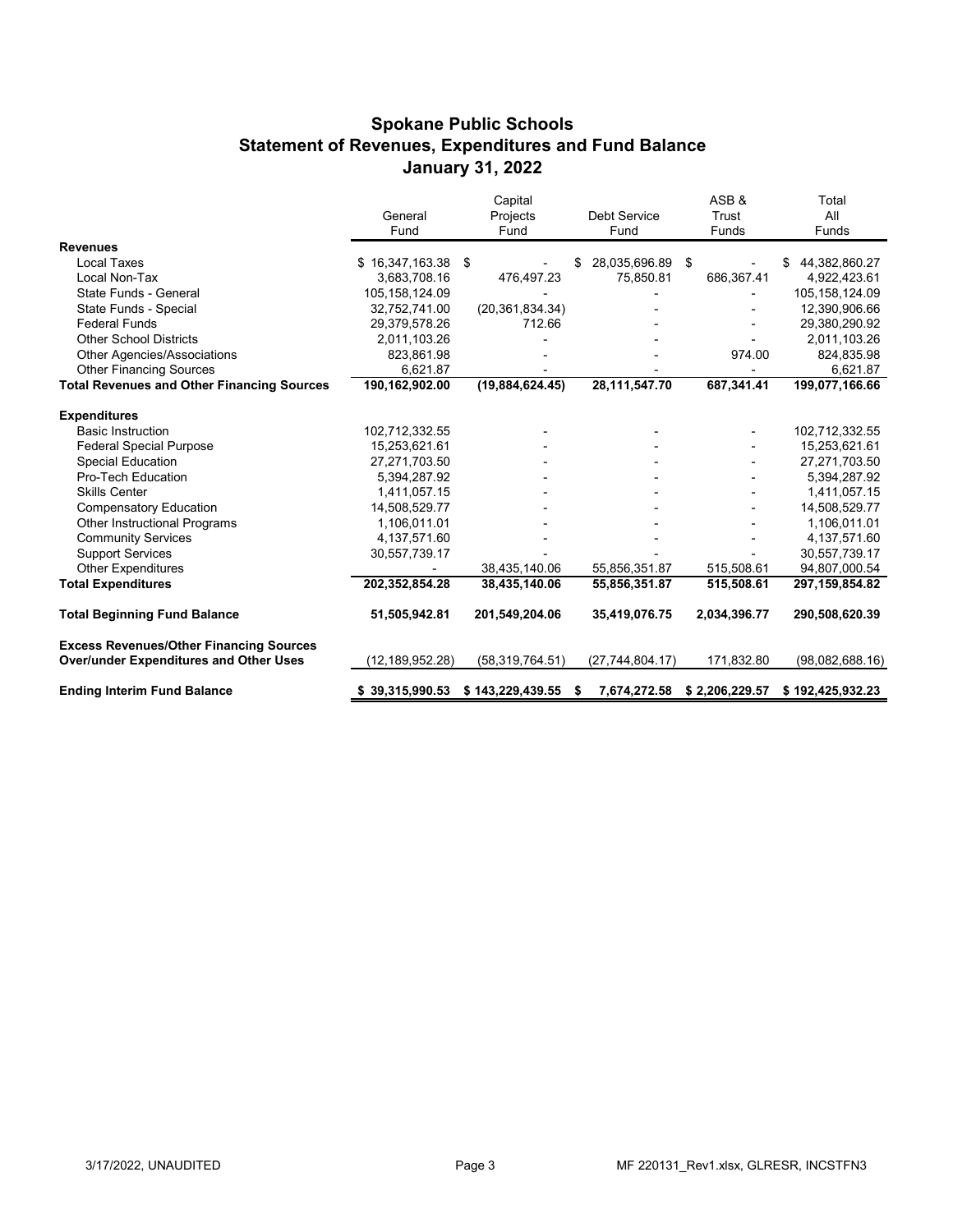## Spokane Public Schools
## Statement of Revenues, Expenditures and Fund Balance
## January 31, 2022

| | General Fund | Capital Projects Fund | Debt Service Fund | ASB & Trust Funds | Total All Funds |
|---|---|---|---|---|---|
| **Revenues** | | | | | |
| Local Taxes | $ 16,347,163.38 | $ - | $ 28,035,696.89 | $ - | $ 44,382,860.27 |
| Local Non-Tax | 3,683,708.16 | 476,497.23 | 75,850.81 | 686,367.41 | 4,922,423.61 |
| State Funds - General | 105,158,124.09 | - | - | - | 105,158,124.09 |
| State Funds - Special | 32,752,741.00 | (20,361,834.34) | - | - | 12,390,906.66 |
| Federal Funds | 29,379,578.26 | 712.66 | - | - | 29,380,290.92 |
| Other School Districts | 2,011,103.26 | - | - | - | 2,011,103.26 |
| Other Agencies/Associations | 823,861.98 | - | - | 974.00 | 824,835.98 |
| Other Financing Sources | 6,621.87 | - | - | - | 6,621.87 |
| **Total Revenues and Other Financing Sources** | **190,162,902.00** | **(19,884,624.45)** | **28,111,547.70** | **687,341.41** | **199,077,166.66** |
| **Expenditures** | | | | | |
| Basic Instruction | 102,712,332.55 | - | - | - | 102,712,332.55 |
| Federal Special Purpose | 15,253,621.61 | - | - | - | 15,253,621.61 |
| Special Education | 27,271,703.50 | - | - | - | 27,271,703.50 |
| Pro-Tech Education | 5,394,287.92 | - | - | - | 5,394,287.92 |
| Skills Center | 1,411,057.15 | - | - | - | 1,411,057.15 |
| Compensatory Education | 14,508,529.77 | - | - | - | 14,508,529.77 |
| Other Instructional Programs | 1,106,011.01 | - | - | - | 1,106,011.01 |
| Community Services | 4,137,571.60 | - | - | - | 4,137,571.60 |
| Support Services | 30,557,739.17 | - | - | - | 30,557,739.17 |
| Other Expenditures | - | 38,435,140.06 | 55,856,351.87 | 515,508.61 | 94,807,000.54 |
| **Total Expenditures** | **202,352,854.28** | **38,435,140.06** | **55,856,351.87** | **515,508.61** | **297,159,854.82** |
| **Total Beginning Fund Balance** | **51,505,942.81** | **201,549,204.06** | **35,419,076.75** | **2,034,396.77** | **290,508,620.39** |
| **Excess Revenues/Other Financing Sources Over/under Expenditures and Other Uses** | (12,189,952.28) | (58,319,764.51) | (27,744,804.17) | 171,832.80 | (98,082,688.16) |
| **Ending Interim Fund Balance** | **$ 39,315,990.53** | **$ 143,229,439.55** | **$ 7,674,272.58** | **$ 2,206,229.57** | **$ 192,425,932.23** |

3/17/2022, UNAUDITED

MF 220131_Rev1.xlsx, GLRESR, INCSTFN3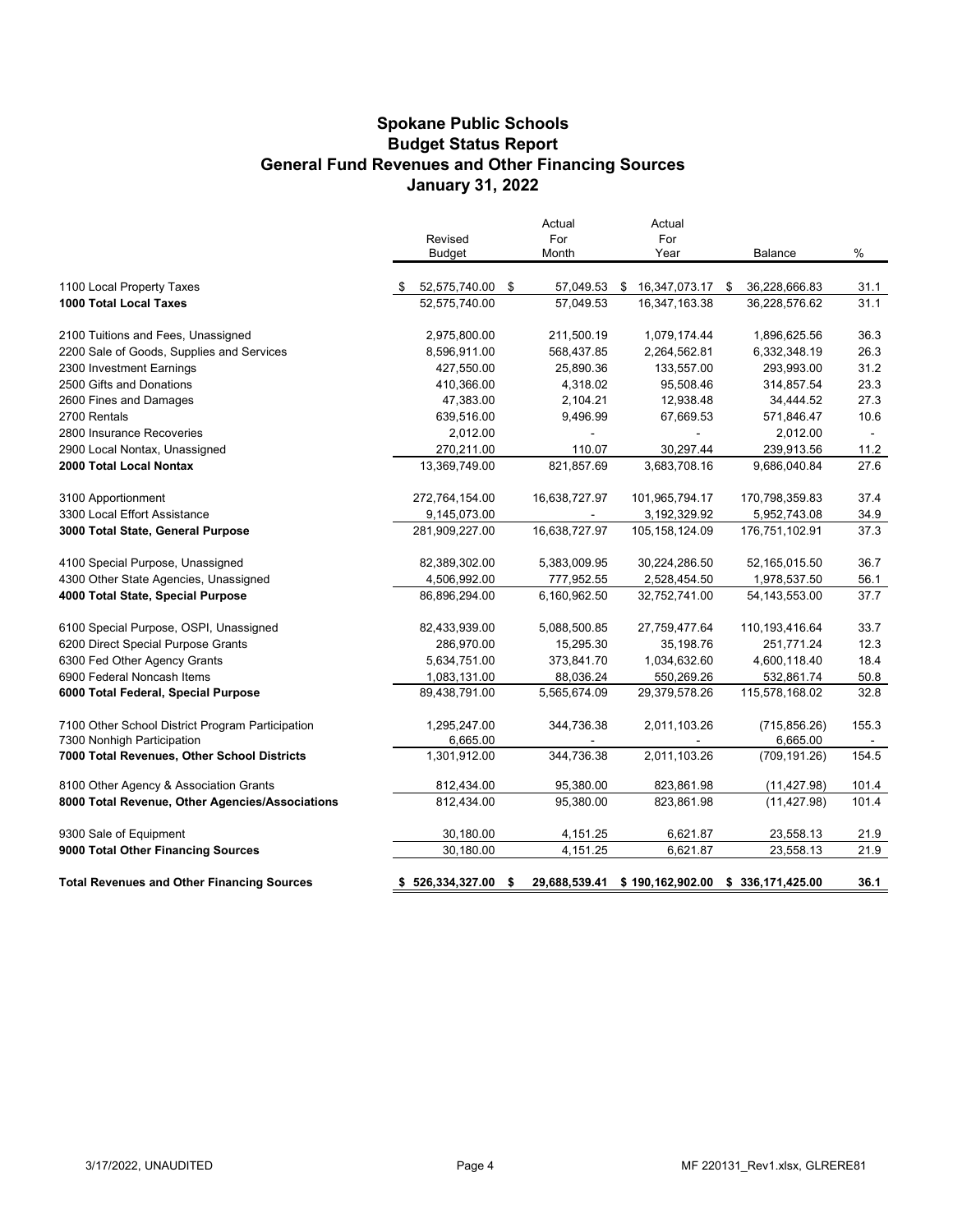# Spokane Public Schools
## Budget Status Report
## General Fund Revenues and Other Financing Sources
## January 31, 2022

| | Revised Budget | Actual For Month | Actual For Year | Balance | % |
|---|---|---|---|---|---|
| 1100 Local Property Taxes | $ 52,575,740.00 | $ 57,049.53 | $ 16,347,073.17 | $ 36,228,666.83 | 31.1 |
| **1000 Total Local Taxes** | 52,575,740.00 | 57,049.53 | 16,347,163.38 | 36,228,576.62 | 31.1 |
| 2100 Tuitions and Fees, Unassigned | 2,975,800.00 | 211,500.19 | 1,079,174.44 | 1,896,625.56 | 36.3 |
| 2200 Sale of Goods, Supplies and Services | 8,596,911.00 | 568,437.85 | 2,264,562.81 | 6,332,348.19 | 26.3 |
| 2300 Investment Earnings | 427,550.00 | 25,890.36 | 133,557.00 | 293,993.00 | 31.2 |
| 2500 Gifts and Donations | 410,366.00 | 4,318.02 | 95,508.46 | 314,857.54 | 23.3 |
| 2600 Fines and Damages | 47,383.00 | 2,104.21 | 12,938.48 | 34,444.52 | 27.3 |
| 2700 Rentals | 639,516.00 | 9,496.99 | 67,669.53 | 571,846.47 | 10.6 |
| 2800 Insurance Recoveries | 2,012.00 | - | - | 2,012.00 | - |
| 2900 Local Nontax, Unassigned | 270,211.00 | 110.07 | 30,297.44 | 239,913.56 | 11.2 |
| **2000 Total Local Nontax** | 13,369,749.00 | 821,857.69 | 3,683,708.16 | 9,686,040.84 | 27.6 |
| 3100 Apportionment | 272,764,154.00 | 16,638,727.97 | 101,965,794.17 | 170,798,359.83 | 37.4 |
| 3300 Local Effort Assistance | 9,145,073.00 | - | 3,192,329.92 | 5,952,743.08 | 34.9 |
| **3000 Total State, General Purpose** | 281,909,227.00 | 16,638,727.97 | 105,158,124.09 | 176,751,102.91 | 37.3 |
| 4100 Special Purpose, Unassigned | 82,389,302.00 | 5,383,009.95 | 30,224,286.50 | 52,165,015.50 | 36.7 |
| 4300 Other State Agencies, Unassigned | 4,506,992.00 | 777,952.55 | 2,528,454.50 | 1,978,537.50 | 56.1 |
| **4000 Total State, Special Purpose** | 86,896,294.00 | 6,160,962.50 | 32,752,741.00 | 54,143,553.00 | 37.7 |
| 6100 Special Purpose, OSPI, Unassigned | 82,433,939.00 | 5,088,500.85 | 27,759,477.64 | 110,193,416.64 | 33.7 |
| 6200 Direct Special Purpose Grants | 286,970.00 | 15,295.30 | 35,198.76 | 251,771.24 | 12.3 |
| 6300 Fed Other Agency Grants | 5,634,751.00 | 373,841.70 | 1,034,632.60 | 4,600,118.40 | 18.4 |
| 6900 Federal Noncash Items | 1,083,131.00 | 88,036.24 | 550,269.26 | 532,861.74 | 50.8 |
| **6000 Total Federal, Special Purpose** | 89,438,791.00 | 5,565,674.09 | 29,379,578.26 | 115,578,168.02 | 32.8 |
| 7100 Other School District Program Participation | 1,295,247.00 | 344,736.38 | 2,011,103.26 | (715,856.26) | 155.3 |
| 7300 Nonhigh Participation | 6,665.00 | - | - | 6,665.00 | - |
| **7000 Total Revenues, Other School Districts** | 1,301,912.00 | 344,736.38 | 2,011,103.26 | (709,191.26) | 154.5 |
| 8100 Other Agency & Association Grants | 812,434.00 | 95,380.00 | 823,861.98 | (11,427.98) | 101.4 |
| **8000 Total Revenue, Other Agencies/Associations** | 812,434.00 | 95,380.00 | 823,861.98 | (11,427.98) | 101.4 |
| 9300 Sale of Equipment | 30,180.00 | 4,151.25 | 6,621.87 | 23,558.13 | 21.9 |
| **9000 Total Other Financing Sources** | 30,180.00 | 4,151.25 | 6,621.87 | 23,558.13 | 21.9 |
| **Total Revenues and Other Financing Sources** | **$ 526,334,327.00** | **$ 29,688,539.41** | **$ 190,162,902.00** | **$ 336,171,425.00** | **36.1** |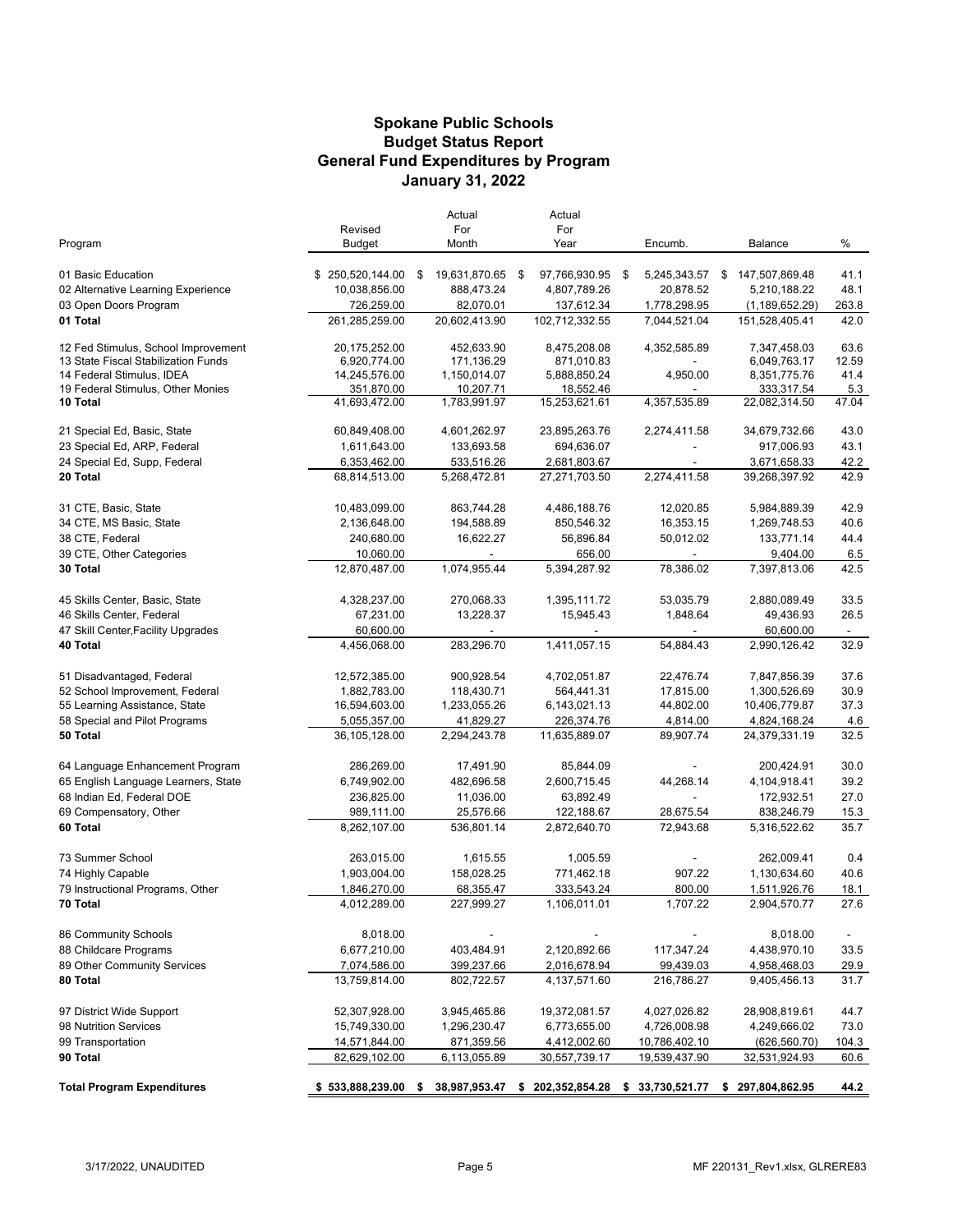# Spokane Public Schools
## Budget Status Report
## General Fund Expenditures by Program
## January 31, 2022

| Program | Revised Budget | Actual For Month | Actual For Year | Encumb. | Balance | % |
|---|---|---|---|---|---|---|
| 01 Basic Education | $ 250,520,144.00 | $ 19,631,870.65 | $ 97,766,930.95 | $ 5,245,343.57 | $ 147,507,869.48 | 41.1 |
| 02 Alternative Learning Experience | 10,038,856.00 | 888,473.24 | 4,807,789.26 | 20,878.52 | 5,210,188.22 | 48.1 |
| 03 Open Doors Program | 726,259.00 | 82,070.01 | 137,612.34 | 1,778,298.95 | (1,189,652.29) | 263.8 |
| **01 Total** | 261,285,259.00 | 20,602,413.90 | 102,712,332.55 | 7,044,521.04 | 151,528,405.41 | 42.0 |
| 12 Fed Stimulus, School Improvement | 20,175,252.00 | 452,633.90 | 8,475,208.08 | 4,352,585.89 | 7,347,458.03 | 63.6 |
| 13 State Fiscal Stabilization Funds | 6,920,774.00 | 171,136.29 | 871,010.83 | - | 6,049,763.17 | 12.59 |
| 14 Federal Stimulus, IDEA | 14,245,576.00 | 1,150,014.07 | 5,888,850.24 | 4,950.00 | 8,351,775.76 | 41.4 |
| 19 Federal Stimulus, Other Monies | 351,870.00 | 10,207.71 | 18,552.46 | - | 333,317.54 | 5.3 |
| **10 Total** | 41,693,472.00 | 1,783,991.97 | 15,253,621.61 | 4,357,535.89 | 22,082,314.50 | 47.04 |
| 21 Special Ed, Basic, State | 60,849,408.00 | 4,601,262.97 | 23,895,263.76 | 2,274,411.58 | 34,679,732.66 | 43.0 |
| 23 Special Ed, ARP, Federal | 1,611,643.00 | 133,693.58 | 694,636.07 | - | 917,006.93 | 43.1 |
| 24 Special Ed, Supp, Federal | 6,353,462.00 | 533,516.26 | 2,681,803.67 | - | 3,671,658.33 | 42.2 |
| **20 Total** | 68,814,513.00 | 5,268,472.81 | 27,271,703.50 | 2,274,411.58 | 39,268,397.92 | 42.9 |
| 31 CTE, Basic, State | 10,483,099.00 | 863,744.28 | 4,486,188.76 | 12,020.85 | 5,984,889.39 | 42.9 |
| 34 CTE, MS Basic, State | 2,136,648.00 | 194,588.89 | 850,546.32 | 16,353.15 | 1,269,748.53 | 40.6 |
| 38 CTE, Federal | 240,680.00 | 16,622.27 | 56,896.84 | 50,012.02 | 133,771.14 | 44.4 |
| 39 CTE, Other Categories | 10,060.00 | - | 656.00 | - | 9,404.00 | 6.5 |
| **30 Total** | 12,870,487.00 | 1,074,955.44 | 5,394,287.92 | 78,386.02 | 7,397,813.06 | 42.5 |
| 45 Skills Center, Basic, State | 4,328,237.00 | 270,068.33 | 1,395,111.72 | 53,035.79 | 2,880,089.49 | 33.5 |
| 46 Skills Center, Federal | 67,231.00 | 13,228.37 | 15,945.43 | 1,848.64 | 49,436.93 | 26.5 |
| 47 Skill Center,Facility Upgrades | 60,600.00 | - | - | - | 60,600.00 | - |
| **40 Total** | 4,456,068.00 | 283,296.70 | 1,411,057.15 | 54,884.43 | 2,990,126.42 | 32.9 |
| 51 Disadvantaged, Federal | 12,572,385.00 | 900,928.54 | 4,702,051.87 | 22,476.74 | 7,847,856.39 | 37.6 |
| 52 School Improvement, Federal | 1,882,783.00 | 118,430.71 | 564,441.31 | 17,815.00 | 1,300,526.69 | 30.9 |
| 55 Learning Assistance, State | 16,594,603.00 | 1,233,055.26 | 6,143,021.13 | 44,802.00 | 10,406,779.87 | 37.3 |
| 58 Special and Pilot Programs | 5,055,357.00 | 41,829.27 | 226,374.76 | 4,814.00 | 4,824,168.24 | 4.6 |
| **50 Total** | 36,105,128.00 | 2,294,243.78 | 11,635,889.07 | 89,907.74 | 24,379,331.19 | 32.5 |
| 64 Language Enhancement Program | 286,269.00 | 17,491.90 | 85,844.09 | - | 200,424.91 | 30.0 |
| 65 English Language Learners, State | 6,749,902.00 | 482,696.58 | 2,600,715.45 | 44,268.14 | 4,104,918.41 | 39.2 |
| 68 Indian Ed, Federal DOE | 236,825.00 | 11,036.00 | 63,892.49 | - | 172,932.51 | 27.0 |
| 69 Compensatory, Other | 989,111.00 | 25,576.66 | 122,188.67 | 28,675.54 | 838,246.79 | 15.3 |
| **60 Total** | 8,262,107.00 | 536,801.14 | 2,872,640.70 | 72,943.68 | 5,316,522.62 | 35.7 |
| 73 Summer School | 263,015.00 | 1,615.55 | 1,005.59 | - | 262,009.41 | 0.4 |
| 74 Highly Capable | 1,903,004.00 | 158,028.25 | 771,462.18 | 907.22 | 1,130,634.60 | 40.6 |
| 79 Instructional Programs, Other | 1,846,270.00 | 68,355.47 | 333,543.24 | 800.00 | 1,511,926.76 | 18.1 |
| **70 Total** | 4,012,289.00 | 227,999.27 | 1,106,011.01 | 1,707.22 | 2,904,570.77 | 27.6 |
| 86 Community Schools | 8,018.00 | - | - | - | 8,018.00 | - |
| 88 Childcare Programs | 6,677,210.00 | 403,484.91 | 2,120,892.66 | 117,347.24 | 4,438,970.10 | 33.5 |
| 89 Other Community Services | 7,074,586.00 | 399,237.66 | 2,016,678.94 | 99,439.03 | 4,958,468.03 | 29.9 |
| **80 Total** | 13,759,814.00 | 802,722.57 | 4,137,571.60 | 216,786.27 | 9,405,456.13 | 31.7 |
| 97 District Wide Support | 52,307,928.00 | 3,945,465.86 | 19,372,081.57 | 4,027,026.82 | 28,908,819.61 | 44.7 |
| 98 Nutrition Services | 15,749,330.00 | 1,296,230.47 | 6,773,655.00 | 4,726,008.98 | 4,249,666.02 | 73.0 |
| 99 Transportation | 14,571,844.00 | 871,359.56 | 4,412,002.60 | 10,786,402.10 | (626,560.70) | 104.3 |
| **90 Total** | 82,629,102.00 | 6,113,055.89 | 30,557,739.17 | 19,539,437.90 | 32,531,924.93 | 60.6 |
| **Total Program Expenditures** | **$ 533,888,239.00** | **$ 38,987,953.47** | **$ 202,352,854.28** | **$ 33,730,521.77** | **$ 297,804,862.95** | **44.2** |

3/17/2022, UNAUDITED — MF 220131_Rev1.xlsx, GLRERE83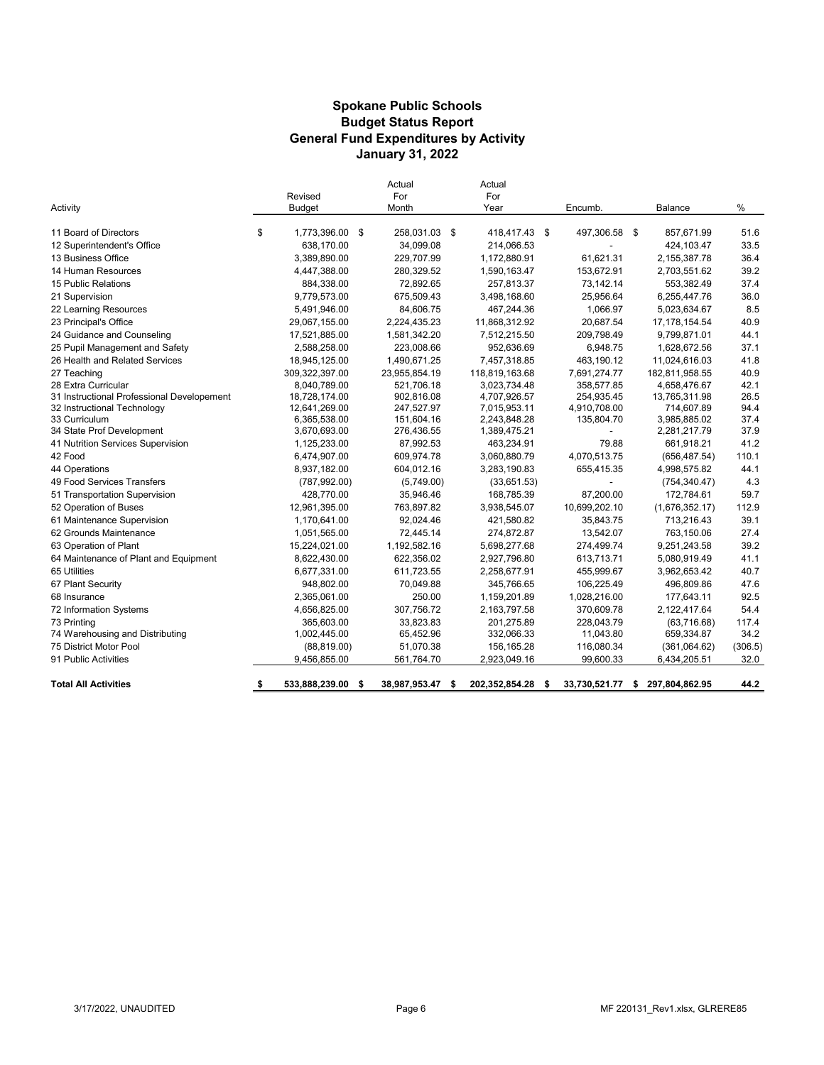# Spokane Public Schools
## Budget Status Report
## General Fund Expenditures by Activity
## January 31, 2022

| Activity | Revised Budget | Actual For Month | Actual For Year | Encumb. | Balance | % |
|---|---|---|---|---|---|---|
| 11 Board of Directors | $ 1,773,396.00 | $ 258,031.03 | $ 418,417.43 | $ 497,306.58 | $ 857,671.99 | 51.6 |
| 12 Superintendent's Office | 638,170.00 | 34,099.08 | 214,066.53 | - | 424,103.47 | 33.5 |
| 13 Business Office | 3,389,890.00 | 229,707.99 | 1,172,880.91 | 61,621.31 | 2,155,387.78 | 36.4 |
| 14 Human Resources | 4,447,388.00 | 280,329.52 | 1,590,163.47 | 153,672.91 | 2,703,551.62 | 39.2 |
| 15 Public Relations | 884,338.00 | 72,892.65 | 257,813.37 | 73,142.14 | 553,382.49 | 37.4 |
| 21 Supervision | 9,779,573.00 | 675,509.43 | 3,498,168.60 | 25,956.64 | 6,255,447.76 | 36.0 |
| 22 Learning Resources | 5,491,946.00 | 84,606.75 | 467,244.36 | 1,066.97 | 5,023,634.67 | 8.5 |
| 23 Principal's Office | 29,067,155.00 | 2,224,435.23 | 11,868,312.92 | 20,687.54 | 17,178,154.54 | 40.9 |
| 24 Guidance and Counseling | 17,521,885.00 | 1,581,342.20 | 7,512,215.50 | 209,798.49 | 9,799,871.01 | 44.1 |
| 25 Pupil Management and Safety | 2,588,258.00 | 223,008.66 | 952,636.69 | 6,948.75 | 1,628,672.56 | 37.1 |
| 26 Health and Related Services | 18,945,125.00 | 1,490,671.25 | 7,457,318.85 | 463,190.12 | 11,024,616.03 | 41.8 |
| 27 Teaching | 309,322,397.00 | 23,955,854.19 | 118,819,163.68 | 7,691,274.77 | 182,811,958.55 | 40.9 |
| 28 Extra Curricular | 8,040,789.00 | 521,706.18 | 3,023,734.48 | 358,577.85 | 4,658,476.67 | 42.1 |
| 31 Instructional Professional Developement | 18,728,174.00 | 902,816.08 | 4,707,926.57 | 254,935.45 | 13,765,311.98 | 26.5 |
| 32 Instructional Technology | 12,641,269.00 | 247,527.97 | 7,015,953.11 | 4,910,708.00 | 714,607.89 | 94.4 |
| 33 Curriculum | 6,365,538.00 | 151,604.16 | 2,243,848.28 | 135,804.70 | 3,985,885.02 | 37.4 |
| 34 State Prof Development | 3,670,693.00 | 276,436.55 | 1,389,475.21 | - | 2,281,217.79 | 37.9 |
| 41 Nutrition Services Supervision | 1,125,233.00 | 87,992.53 | 463,234.91 | 79.88 | 661,918.21 | 41.2 |
| 42 Food | 6,474,907.00 | 609,974.78 | 3,060,880.79 | 4,070,513.75 | (656,487.54) | 110.1 |
| 44 Operations | 8,937,182.00 | 604,012.16 | 3,283,190.83 | 655,415.35 | 4,998,575.82 | 44.1 |
| 49 Food Services Transfers | (787,992.00) | (5,749.00) | (33,651.53) | - | (754,340.47) | 4.3 |
| 51 Transportation Supervision | 428,770.00 | 35,946.46 | 168,785.39 | 87,200.00 | 172,784.61 | 59.7 |
| 52 Operation of Buses | 12,961,395.00 | 763,897.82 | 3,938,545.07 | 10,699,202.10 | (1,676,352.17) | 112.9 |
| 61 Maintenance Supervision | 1,170,641.00 | 92,024.46 | 421,580.82 | 35,843.75 | 713,216.43 | 39.1 |
| 62 Grounds Maintenance | 1,051,565.00 | 72,445.14 | 274,872.87 | 13,542.07 | 763,150.06 | 27.4 |
| 63 Operation of Plant | 15,224,021.00 | 1,192,582.16 | 5,698,277.68 | 274,499.74 | 9,251,243.58 | 39.2 |
| 64 Maintenance of Plant and Equipment | 8,622,430.00 | 622,356.02 | 2,927,796.80 | 613,713.71 | 5,080,919.49 | 41.1 |
| 65 Utilities | 6,677,331.00 | 611,723.55 | 2,258,677.91 | 455,999.67 | 3,962,653.42 | 40.7 |
| 67 Plant Security | 948,802.00 | 70,049.88 | 345,766.65 | 106,225.49 | 496,809.86 | 47.6 |
| 68 Insurance | 2,365,061.00 | 250.00 | 1,159,201.89 | 1,028,216.00 | 177,643.11 | 92.5 |
| 72 Information Systems | 4,656,825.00 | 307,756.72 | 2,163,797.58 | 370,609.78 | 2,122,417.64 | 54.4 |
| 73 Printing | 365,603.00 | 33,823.83 | 201,275.89 | 228,043.79 | (63,716.68) | 117.4 |
| 74 Warehousing and Distributing | 1,002,445.00 | 65,452.96 | 332,066.33 | 11,043.80 | 659,334.87 | 34.2 |
| 75 District Motor Pool | (88,819.00) | 51,070.38 | 156,165.28 | 116,080.34 | (361,064.62) | (306.5) |
| 91 Public Activities | 9,456,855.00 | 561,764.70 | 2,923,049.16 | 99,600.33 | 6,434,205.51 | 32.0 |
| **Total All Activities** | **$ 533,888,239.00** | **$ 38,987,953.47** | **$ 202,352,854.28** | **$ 33,730,521.77** | **$ 297,804,862.95** | **44.2** |

3/17/2022, UNAUDITED — MF 220131_Rev1.xlsx, GLRERE85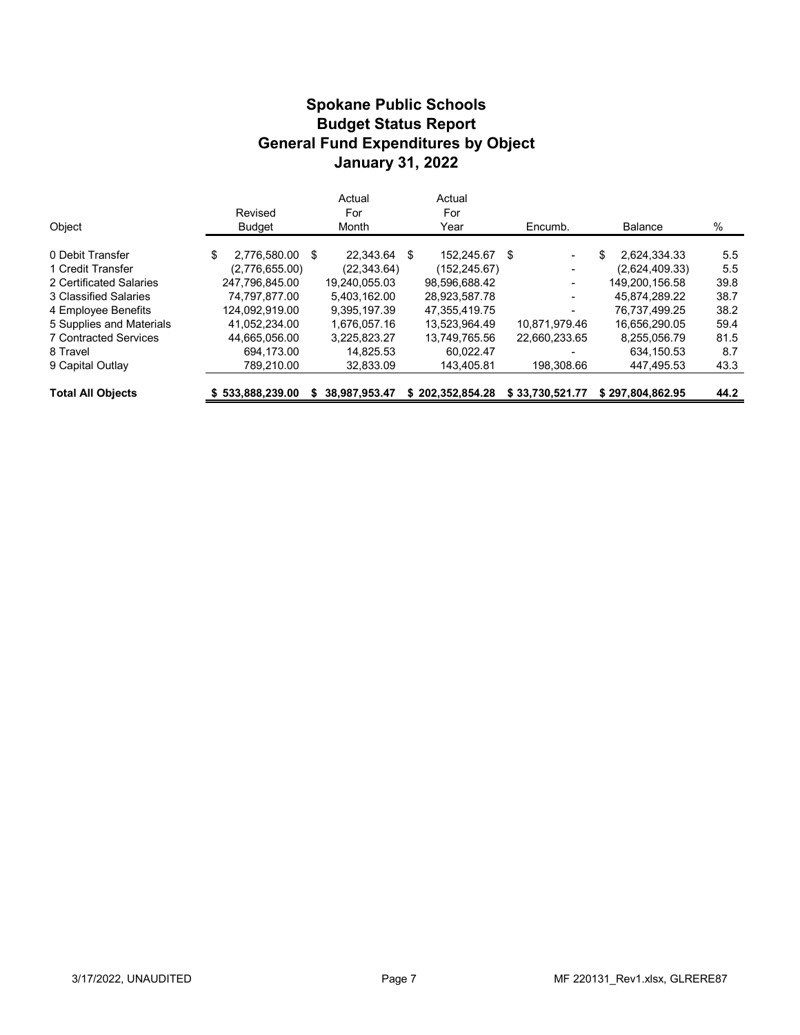# Spokane Public Schools
## Budget Status Report
## General Fund Expenditures by Object
## January 31, 2022

| Object | Revised Budget | Actual For Month | Actual For Year | Encumb. | Balance | % |
|---|---|---|---|---|---|---|
| 0 Debit Transfer | $ 2,776,580.00 | $ 22,343.64 | $ 152,245.67 | $ - | $ 2,624,334.33 | 5.5 |
| 1 Credit Transfer | (2,776,655.00) | (22,343.64) | (152,245.67) | - | (2,624,409.33) | 5.5 |
| 2 Certificated Salaries | 247,796,845.00 | 19,240,055.03 | 98,596,688.42 | - | 149,200,156.58 | 39.8 |
| 3 Classified Salaries | 74,797,877.00 | 5,403,162.00 | 28,923,587.78 | - | 45,874,289.22 | 38.7 |
| 4 Employee Benefits | 124,092,919.00 | 9,395,197.39 | 47,355,419.75 | - | 76,737,499.25 | 38.2 |
| 5 Supplies and Materials | 41,052,234.00 | 1,676,057.16 | 13,523,964.49 | 10,871,979.46 | 16,656,290.05 | 59.4 |
| 7 Contracted Services | 44,665,056.00 | 3,225,823.27 | 13,749,765.56 | 22,660,233.65 | 8,255,056.79 | 81.5 |
| 8 Travel | 694,173.00 | 14,825.53 | 60,022.47 | - | 634,150.53 | 8.7 |
| 9 Capital Outlay | 789,210.00 | 32,833.09 | 143,405.81 | 198,308.66 | 447,495.53 | 43.3 |
| **Total All Objects** | **$ 533,888,239.00** | **$ 38,987,953.47** | **$ 202,352,854.28** | **$ 33,730,521.77** | **$ 297,804,862.95** | **44.2** |

3/17/2022, UNAUDITED MF 220131_Rev1.xlsx, GLRERE87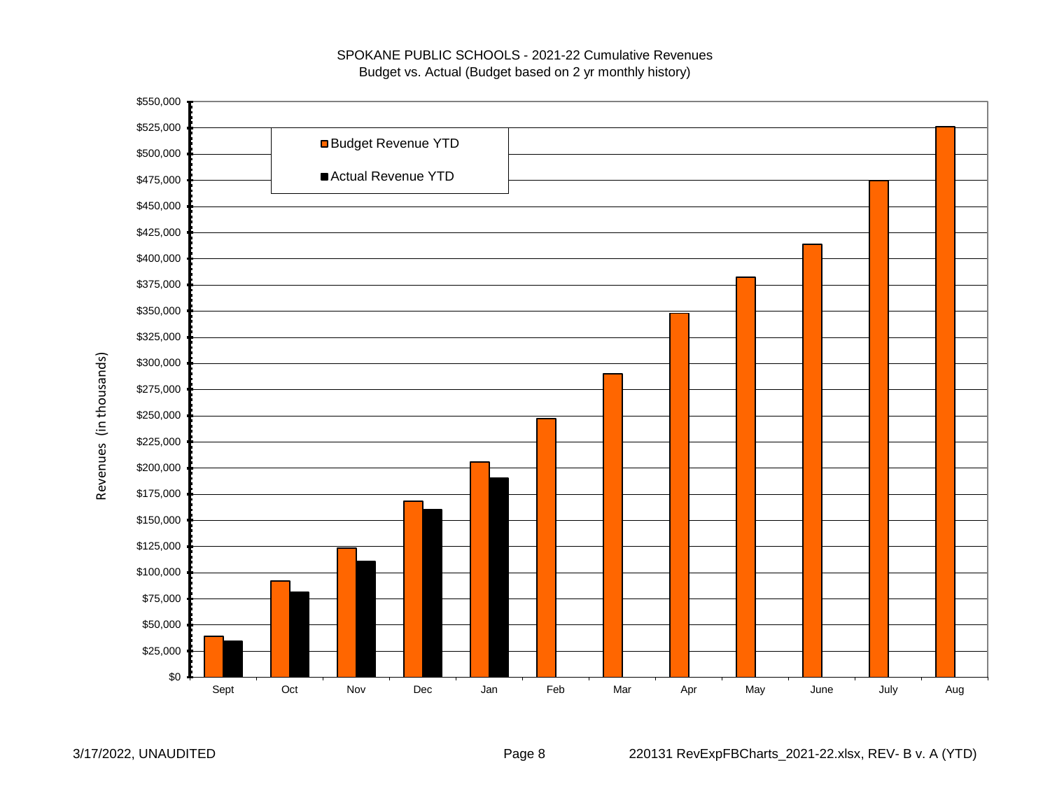SPOKANE PUBLIC SCHOOLS - 2021-22 Cumulative Revenues
Budget vs. Actual (Budget based on 2 yr monthly history)

Revenues (in thousands)

■ Budget Revenue YTD
■ Actual Revenue YTD

$550,000
$525,000
$500,000
$475,000
$450,000
$425,000
$400,000
$375,000
$350,000
$325,000
$300,000
$275,000
$250,000
$225,000
$200,000
$175,000
$150,000
$125,000
$100,000
$75,000
$50,000
$25,000
$0

Sept Oct Nov Dec Jan Feb Mar Apr May June July Aug

3/17/2022, UNAUDITED

220131 RevExpFBCharts_2021-22.xlsx, REV- B v. A (YTD)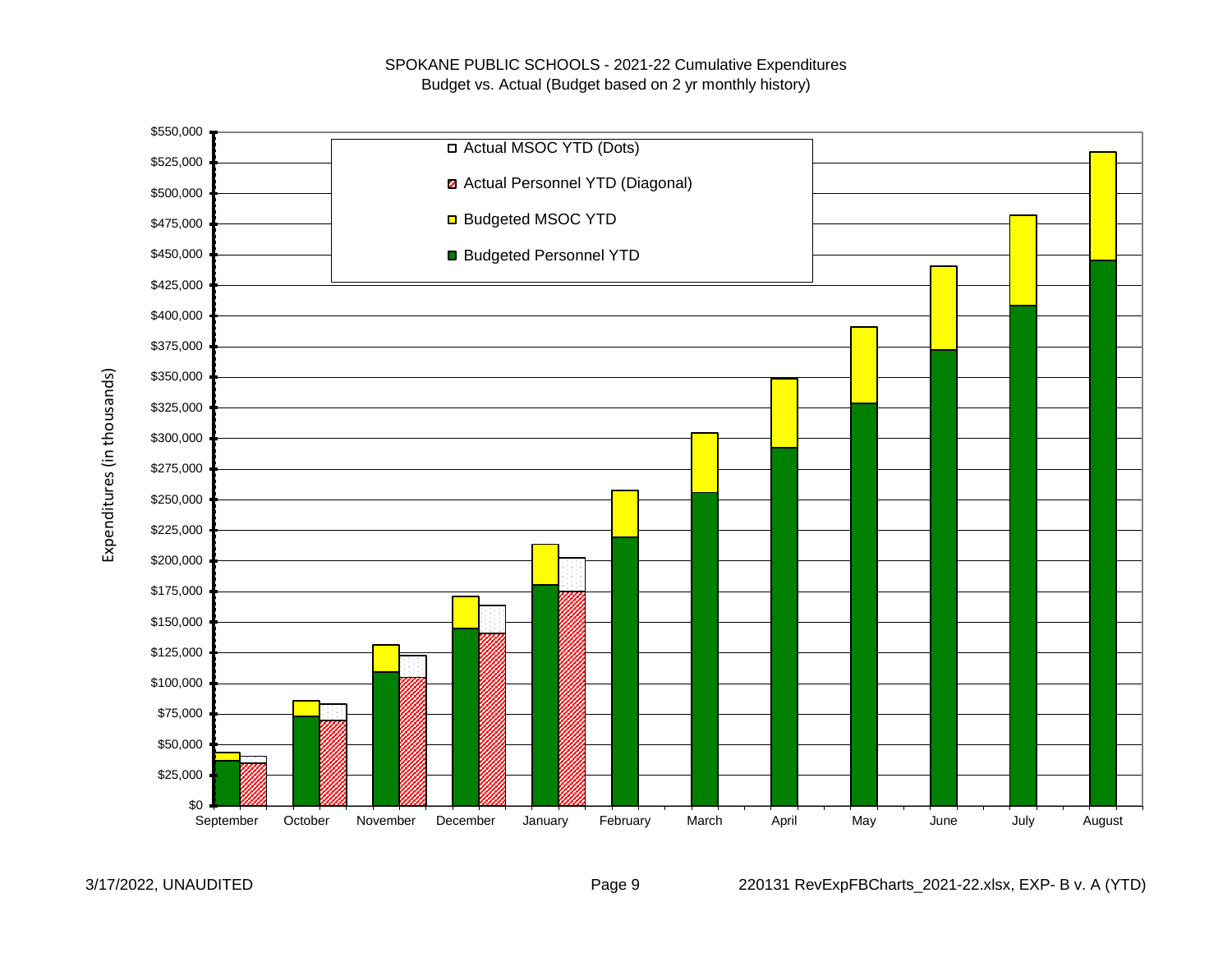SPOKANE PUBLIC SCHOOLS - 2021-22 Cumulative Expenditures
Budget vs. Actual (Budget based on 2 yr monthly history)

Legend:
- Actual MSOC YTD (Dots)
- Actual Personnel YTD (Diagonal)
- Budgeted MSOC YTD
- Budgeted Personnel YTD

Expenditures (in thousands)

$0, $25,000, $50,000, $75,000, $100,000, $125,000, $150,000, $175,000, $200,000, $225,000, $250,000, $275,000, $300,000, $325,000, $350,000, $375,000, $400,000, $425,000, $450,000, $475,000, $500,000, $525,000, $550,000

September, October, November, December, January, February, March, April, May, June, July, August

3/17/2022, UNAUDITED

220131 RevExpFBCharts_2021-22.xlsx, EXP- B v. A (YTD)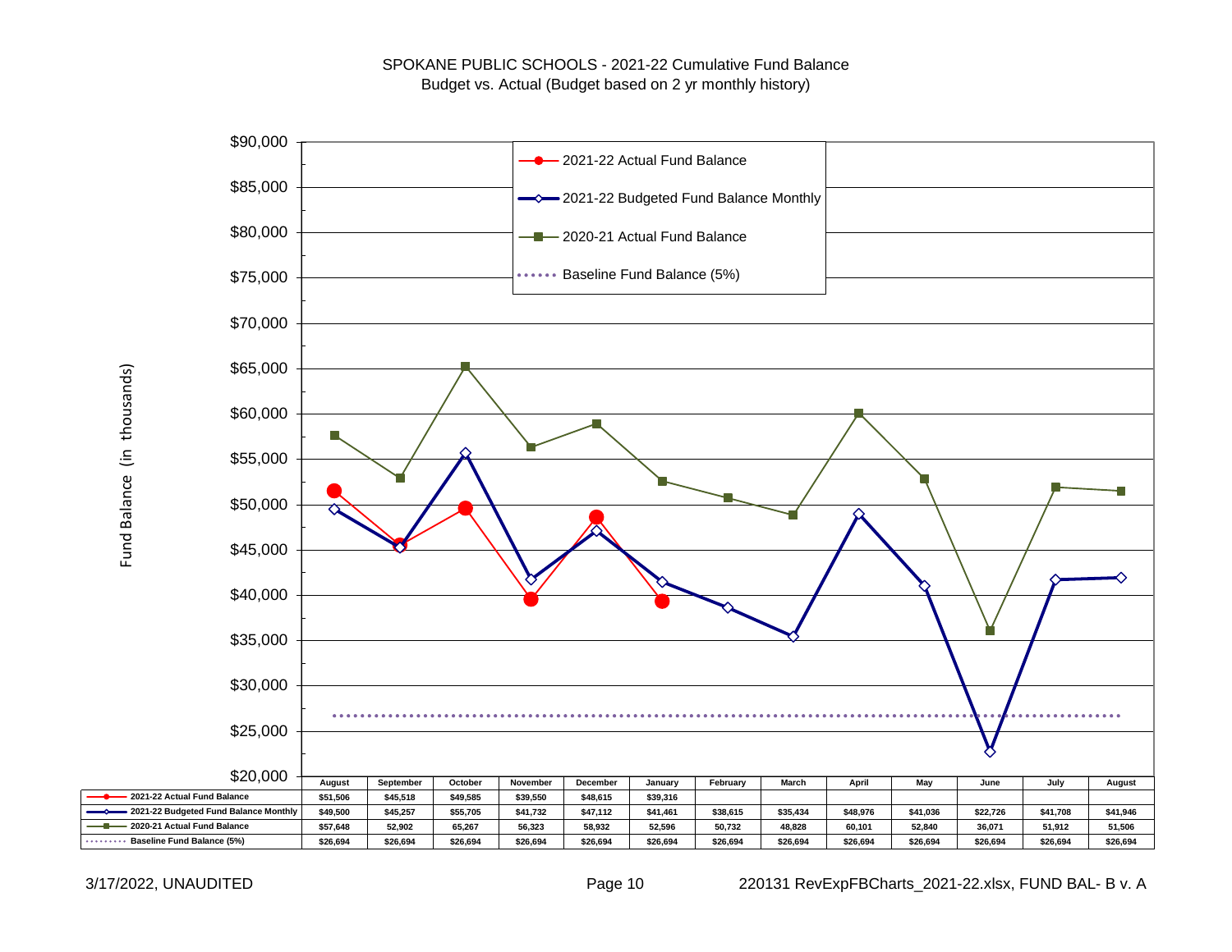# SPOKANE PUBLIC SCHOOLS - 2021-22 Cumulative Fund Balance

Budget vs. Actual (Budget based on 2 yr monthly history)

Fund Balance (in thousands)

| | August | September | October | November | December | January | February | March | April | May | June | July | August |
|---|---|---|---|---|---|---|---|---|---|---|---|---|---|
| 2021-22 Actual Fund Balance | $51,506 | $45,518 | $49,585 | $39,550 | $48,615 | $39,316 | | | | | | | |
| 2021-22 Budgeted Fund Balance Monthly | $49,500 | $45,257 | $55,705 | $41,732 | $47,112 | $41,461 | $38,615 | $35,434 | $48,976 | $41,036 | $22,726 | $41,708 | $41,946 |
| 2020-21 Actual Fund Balance | $57,648 | 52,902 | 65,267 | 56,323 | 58,932 | 52,596 | 50,732 | 48,828 | 60,101 | 52,840 | 36,071 | 51,912 | 51,506 |
| Baseline Fund Balance (5%) | $26,694 | $26,694 | $26,694 | $26,694 | $26,694 | $26,694 | $26,694 | $26,694 | $26,694 | $26,694 | $26,694 | $26,694 | $26,694 |

3/17/2022, UNAUDITED

220131 RevExpFBCharts_2021-22.xlsx, FUND BAL- B v. A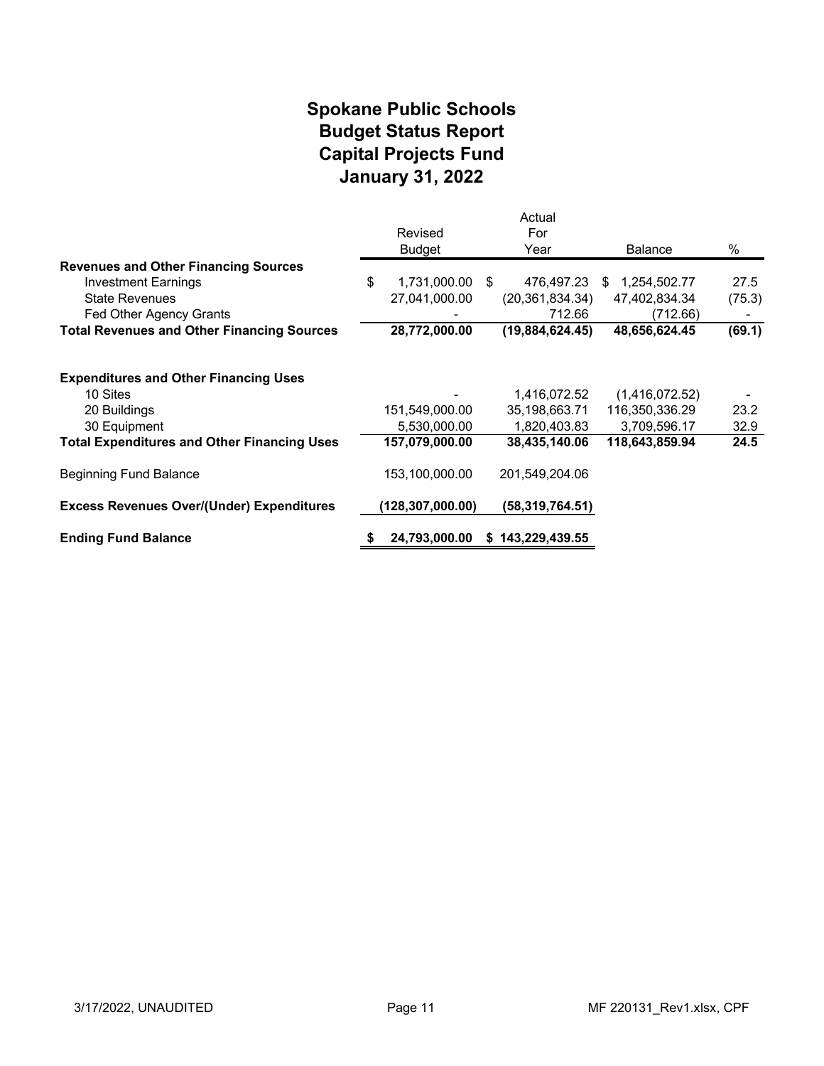# Spokane Public Schools
## Budget Status Report
## Capital Projects Fund
## January 31, 2022

| | Revised Budget | Actual For Year | Balance | % |
|---|---|---|---|---|
| **Revenues and Other Financing Sources** | | | | |
| Investment Earnings | $ 1,731,000.00 | $ 476,497.23 | $ 1,254,502.77 | 27.5 |
| State Revenues | 27,041,000.00 | (20,361,834.34) | 47,402,834.34 | (75.3) |
| Fed Other Agency Grants | - | 712.66 | (712.66) | - |
| **Total Revenues and Other Financing Sources** | **28,772,000.00** | **(19,884,624.45)** | **48,656,624.45** | **(69.1)** |
| | | | | |
| **Expenditures and Other Financing Uses** | | | | |
| 10 Sites | - | 1,416,072.52 | (1,416,072.52) | - |
| 20 Buildings | 151,549,000.00 | 35,198,663.71 | 116,350,336.29 | 23.2 |
| 30 Equipment | 5,530,000.00 | 1,820,403.83 | 3,709,596.17 | 32.9 |
| **Total Expenditures and Other Financing Uses** | **157,079,000.00** | **38,435,140.06** | **118,643,859.94** | **24.5** |
| | | | | |
| Beginning Fund Balance | 153,100,000.00 | 201,549,204.06 | | |
| | | | | |
| **Excess Revenues Over/(Under) Expenditures** | **(128,307,000.00)** | **(58,319,764.51)** | | |
| | | | | |
| **Ending Fund Balance** | **$ 24,793,000.00** | **$ 143,229,439.55** | | |

3/17/2022, UNAUDITED MF 220131_Rev1.xlsx, CPF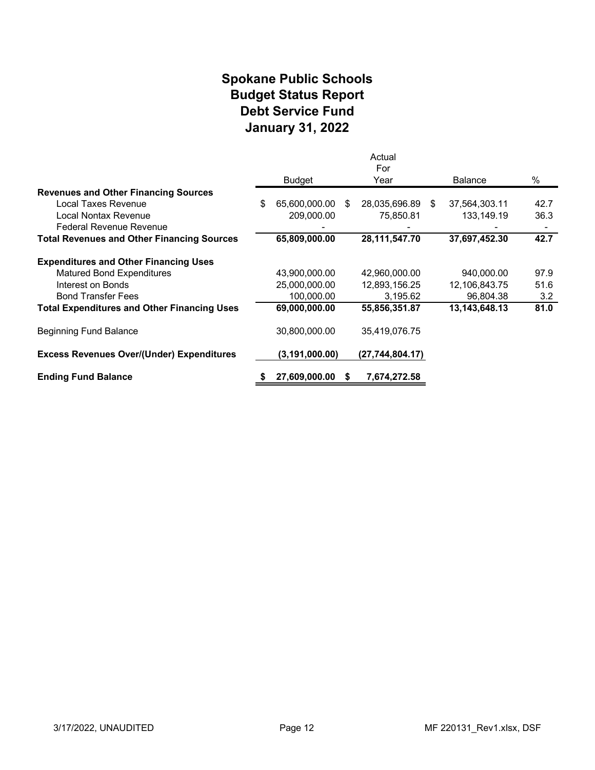# Spokane Public Schools
## Budget Status Report
## Debt Service Fund
## January 31, 2022

| | Budget | Actual For Year | Balance | % |
|---|---|---|---|---|
| **Revenues and Other Financing Sources** | | | | |
| Local Taxes Revenue | $ 65,600,000.00 | $ 28,035,696.89 | $ 37,564,303.11 | 42.7 |
| Local Nontax Revenue | 209,000.00 | 75,850.81 | 133,149.19 | 36.3 |
| Federal Revenue Revenue | - | - | - | - |
| **Total Revenues and Other Financing Sources** | **65,809,000.00** | **28,111,547.70** | **37,697,452.30** | **42.7** |
| **Expenditures and Other Financing Uses** | | | | |
| Matured Bond Expenditures | 43,900,000.00 | 42,960,000.00 | 940,000.00 | 97.9 |
| Interest on Bonds | 25,000,000.00 | 12,893,156.25 | 12,106,843.75 | 51.6 |
| Bond Transfer Fees | 100,000.00 | 3,195.62 | 96,804.38 | 3.2 |
| **Total Expenditures and Other Financing Uses** | **69,000,000.00** | **55,856,351.87** | **13,143,648.13** | **81.0** |
| Beginning Fund Balance | 30,800,000.00 | 35,419,076.75 | | |
| **Excess Revenues Over/(Under) Expenditures** | **(3,191,000.00)** | **(27,744,804.17)** | | |
| **Ending Fund Balance** | **$ 27,609,000.00** | **$ 7,674,272.58** | | |

3/17/2022, UNAUDITED

MF 220131_Rev1.xlsx, DSF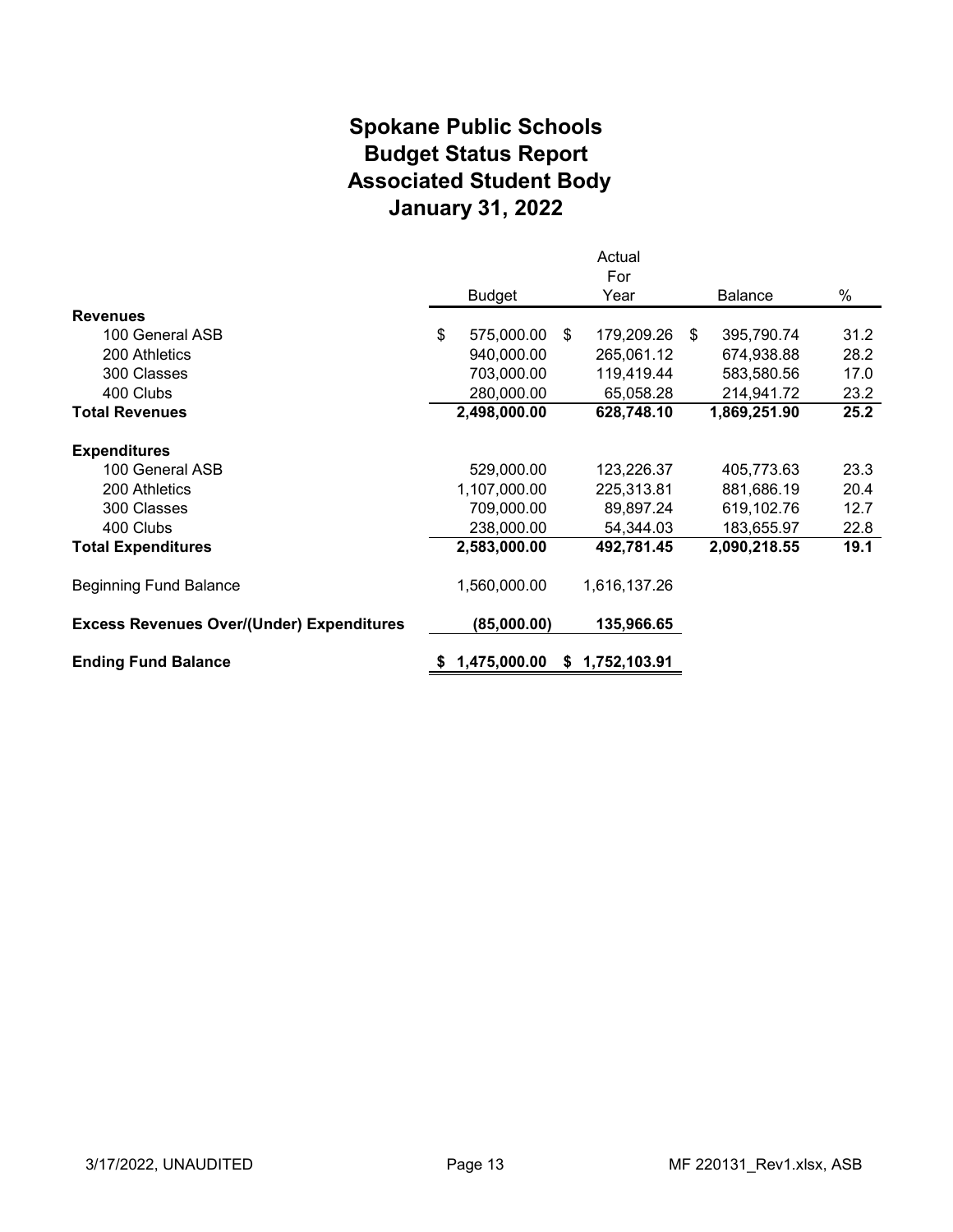# Spokane Public Schools
# Budget Status Report
# Associated Student Body
# January 31, 2022

| | Budget | Actual For Year | Balance | % |
|---|---|---|---|---|
| **Revenues** | | | | |
| 100 General ASB | $ 575,000.00 | $ 179,209.26 | $ 395,790.74 | 31.2 |
| 200 Athletics | 940,000.00 | 265,061.12 | 674,938.88 | 28.2 |
| 300 Classes | 703,000.00 | 119,419.44 | 583,580.56 | 17.0 |
| 400 Clubs | 280,000.00 | 65,058.28 | 214,941.72 | 23.2 |
| **Total Revenues** | **2,498,000.00** | **628,748.10** | **1,869,251.90** | **25.2** |
| **Expenditures** | | | | |
| 100 General ASB | 529,000.00 | 123,226.37 | 405,773.63 | 23.3 |
| 200 Athletics | 1,107,000.00 | 225,313.81 | 881,686.19 | 20.4 |
| 300 Classes | 709,000.00 | 89,897.24 | 619,102.76 | 12.7 |
| 400 Clubs | 238,000.00 | 54,344.03 | 183,655.97 | 22.8 |
| **Total Expenditures** | **2,583,000.00** | **492,781.45** | **2,090,218.55** | **19.1** |
| Beginning Fund Balance | 1,560,000.00 | 1,616,137.26 | | |
| **Excess Revenues Over/(Under) Expenditures** | **(85,000.00)** | **135,966.65** | | |
| **Ending Fund Balance** | **$ 1,475,000.00** | **$ 1,752,103.91** | | |

3/17/2022, UNAUDITED

MF 220131_Rev1.xlsx, ASB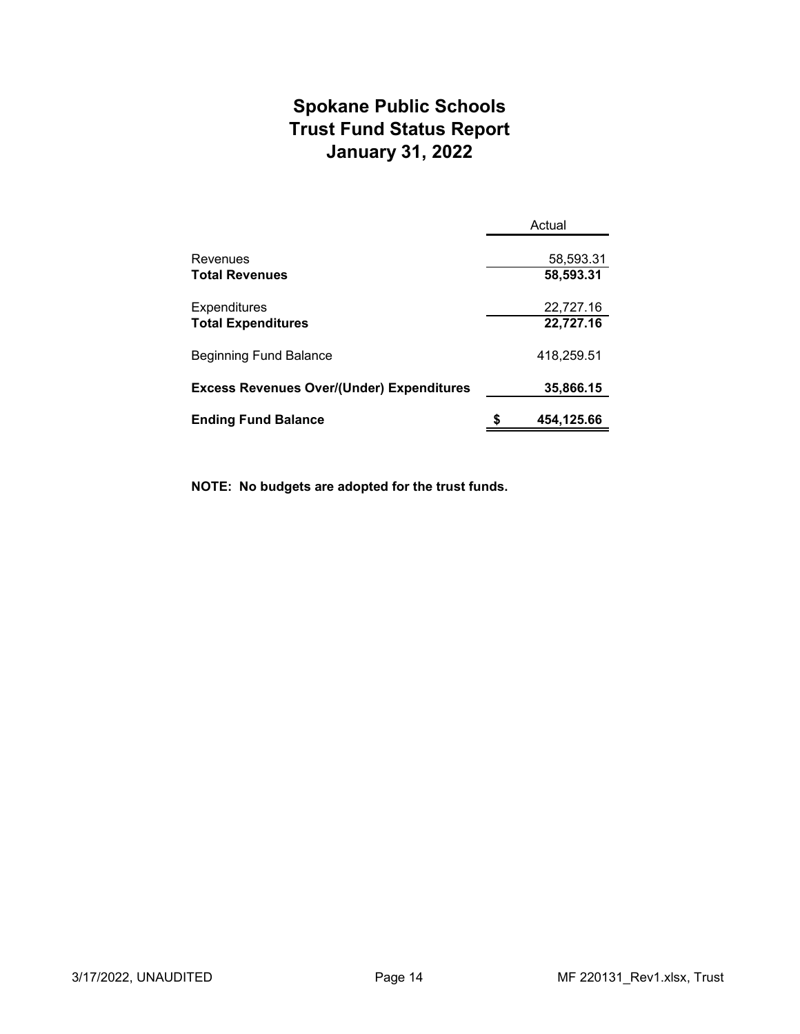# Spokane Public Schools
# Trust Fund Status Report
# January 31, 2022

| | Actual |
|---|---|
| Revenues | 58,593.31 |
| **Total Revenues** | **58,593.31** |
| Expenditures | 22,727.16 |
| **Total Expenditures** | **22,727.16** |
| Beginning Fund Balance | 418,259.51 |
| **Excess Revenues Over/(Under) Expenditures** | **35,866.15** |
| **Ending Fund Balance** | **$ 454,125.66** |

**NOTE: No budgets are adopted for the trust funds.**

3/17/2022, UNAUDITED

MF 220131_Rev1.xlsx, Trust